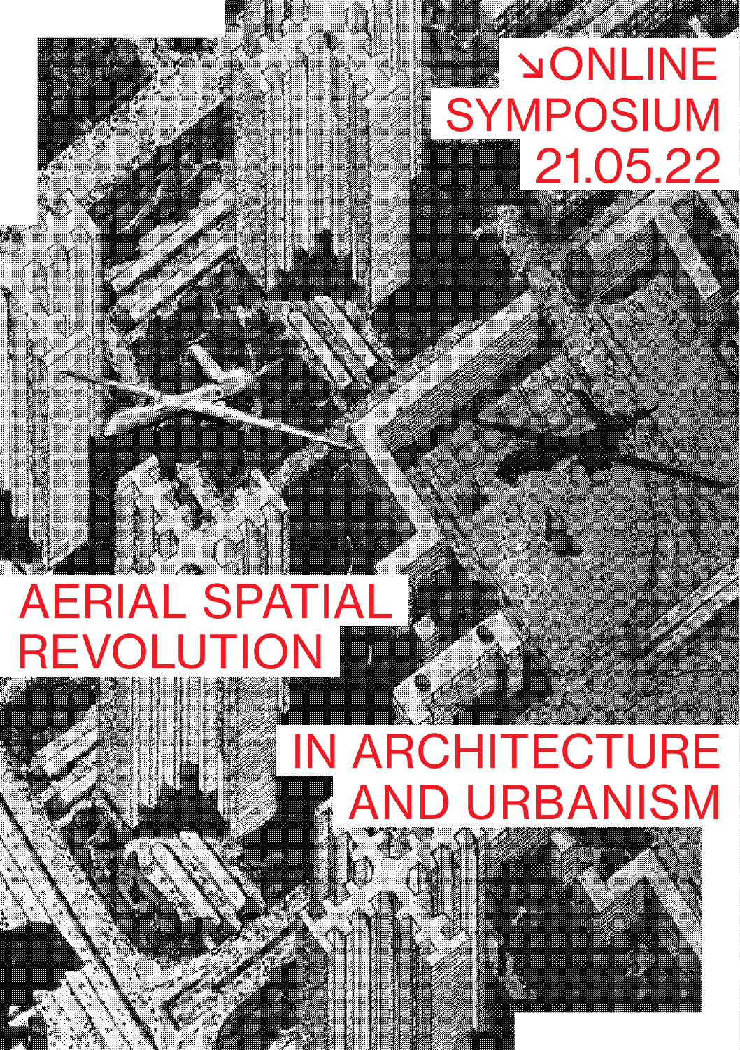↘ONLINE
SYMPOSIUM
21.05.22

# AERIAL SPATIAL REVOLUTION

# IN ARCHITECTURE AND URBANISM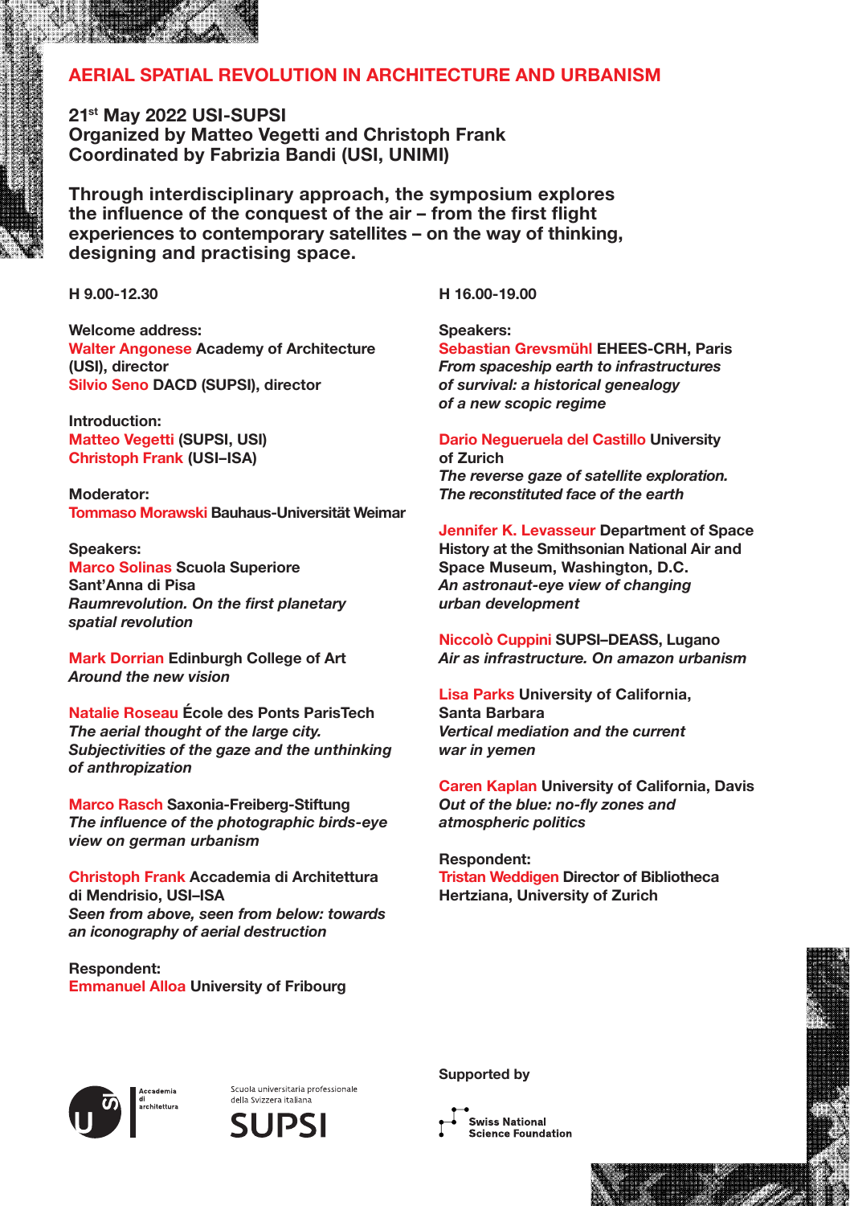# AERIAL SPATIAL REVOLUTION IN ARCHITECTURE AND URBANISM

**21st May 2022 USI-SUPSI**
**Organized by Matteo Vegetti and Christoph Frank**
**Coordinated by Fabrizia Bandi (USI, UNIMI)**

**Through interdisciplinary approach, the symposium explores the influence of the conquest of the air – from the first flight experiences to contemporary satellites – on the way of thinking, designing and practising space.**

**H 9.00-12.30**

**Welcome address:**
Walter Angonese **Academy of Architecture (USI), director**
Silvio Seno **DACD (SUPSI), director**

**Introduction:**
Matteo Vegetti **(SUPSI, USI)**
Christoph Frank **(USI–ISA)**

**Moderator:**
Tommaso Morawski **Bauhaus-Universität Weimar**

**Speakers:**
Marco Solinas **Scuola Superiore Sant'Anna di Pisa**
***Raumrevolution. On the first planetary spatial revolution***

Mark Dorrian **Edinburgh College of Art**
***Around the new vision***

Natalie Roseau **École des Ponts ParisTech**
***The aerial thought of the large city. Subjectivities of the gaze and the unthinking of anthropization***

Marco Rasch **Saxonia-Freiberg-Stiftung**
***The influence of the photographic birds-eye view on german urbanism***

Christoph Frank **Accademia di Architettura di Mendrisio, USI–ISA**
***Seen from above, seen from below: towards an iconography of aerial destruction***

**Respondent:**
Emmanuel Alloa **University of Fribourg**

**H 16.00-19.00**

**Speakers:**
Sebastian Grevsmühl **EHEES-CRH, Paris**
***From spaceship earth to infrastructures of survival: a historical genealogy of a new scopic regime***

Dario Negueruela del Castillo **University of Zurich**
***The reverse gaze of satellite exploration. The reconstituted face of the earth***

Jennifer K. Levasseur **Department of Space History at the Smithsonian National Air and Space Museum, Washington, D.C.**
***An astronaut-eye view of changing urban development***

Niccolò Cuppini **SUPSI–DEASS, Lugano**
***Air as infrastructure. On amazon urbanism***

Lisa Parks **University of California, Santa Barbara**
***Vertical mediation and the current war in yemen***

Caren Kaplan **University of California, Davis**
***Out of the blue: no-fly zones and atmospheric politics***

**Respondent:**
Tristan Weddigen **Director of Bibliotheca Hertziana, University of Zurich**

Accademia di architettura

Scuola universitaria professionale della Svizzera italiana
SUPSI

**Supported by**

Swiss National Science Foundation